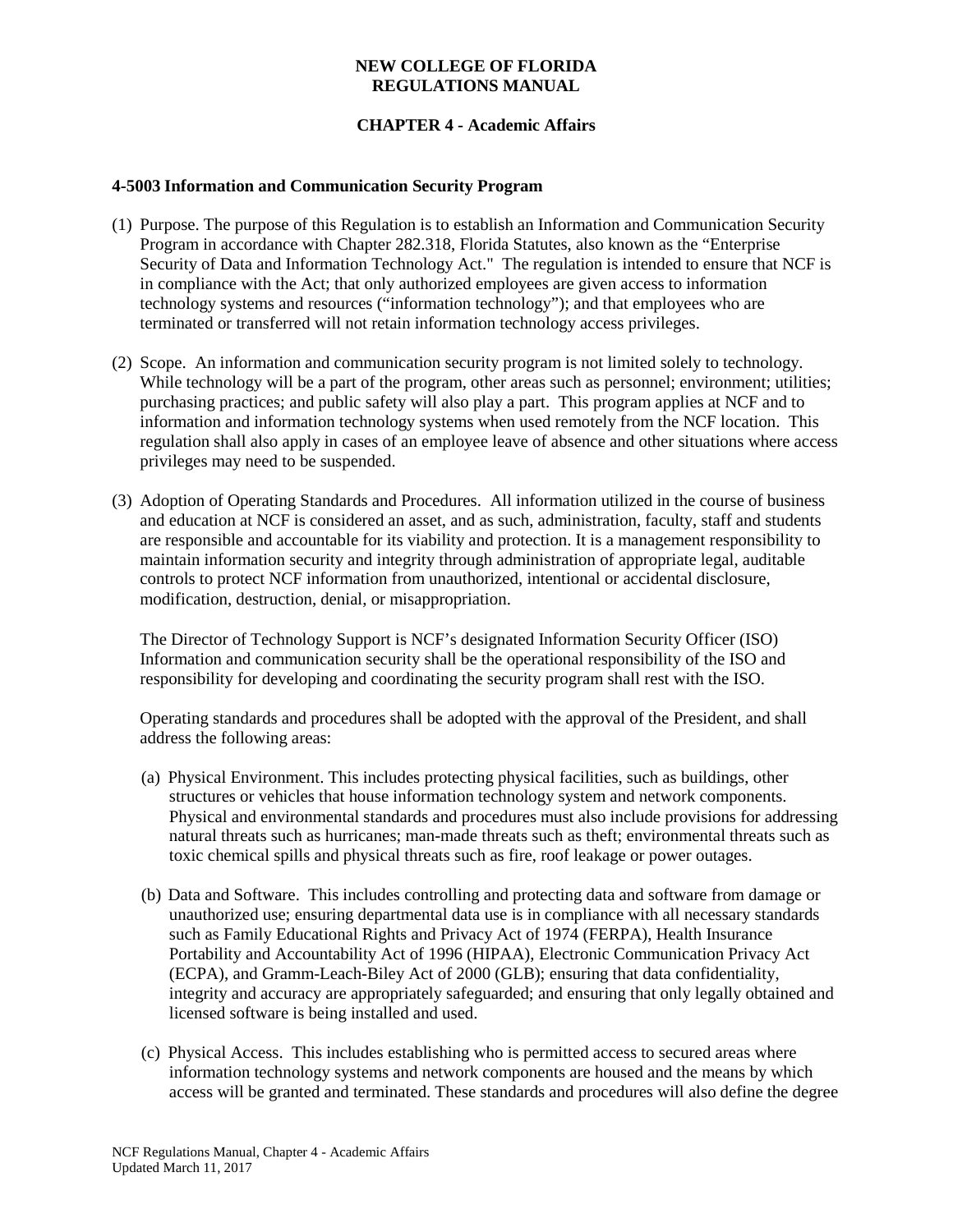# NEW COLLEGE OF FLORIDA
# REGULATIONS MANUAL

## CHAPTER 4 - Academic Affairs

### 4-5003 Information and Communication Security Program

(1) Purpose. The purpose of this Regulation is to establish an Information and Communication Security Program in accordance with Chapter 282.318, Florida Statutes, also known as the "Enterprise Security of Data and Information Technology Act." The regulation is intended to ensure that NCF is in compliance with the Act; that only authorized employees are given access to information technology systems and resources ("information technology"); and that employees who are terminated or transferred will not retain information technology access privileges.

(2) Scope. An information and communication security program is not limited solely to technology. While technology will be a part of the program, other areas such as personnel; environment; utilities; purchasing practices; and public safety will also play a part. This program applies at NCF and to information and information technology systems when used remotely from the NCF location. This regulation shall also apply in cases of an employee leave of absence and other situations where access privileges may need to be suspended.

(3) Adoption of Operating Standards and Procedures. All information utilized in the course of business and education at NCF is considered an asset, and as such, administration, faculty, staff and students are responsible and accountable for its viability and protection. It is a management responsibility to maintain information security and integrity through administration of appropriate legal, auditable controls to protect NCF information from unauthorized, intentional or accidental disclosure, modification, destruction, denial, or misappropriation.

The Director of Technology Support is NCF's designated Information Security Officer (ISO) Information and communication security shall be the operational responsibility of the ISO and responsibility for developing and coordinating the security program shall rest with the ISO.

Operating standards and procedures shall be adopted with the approval of the President, and shall address the following areas:

(a) Physical Environment. This includes protecting physical facilities, such as buildings, other structures or vehicles that house information technology system and network components. Physical and environmental standards and procedures must also include provisions for addressing natural threats such as hurricanes; man-made threats such as theft; environmental threats such as toxic chemical spills and physical threats such as fire, roof leakage or power outages.

(b) Data and Software. This includes controlling and protecting data and software from damage or unauthorized use; ensuring departmental data use is in compliance with all necessary standards such as Family Educational Rights and Privacy Act of 1974 (FERPA), Health Insurance Portability and Accountability Act of 1996 (HIPAA), Electronic Communication Privacy Act (ECPA), and Gramm-Leach-Biley Act of 2000 (GLB); ensuring that data confidentiality, integrity and accuracy are appropriately safeguarded; and ensuring that only legally obtained and licensed software is being installed and used.

(c) Physical Access. This includes establishing who is permitted access to secured areas where information technology systems and network components are housed and the means by which access will be granted and terminated. These standards and procedures will also define the degree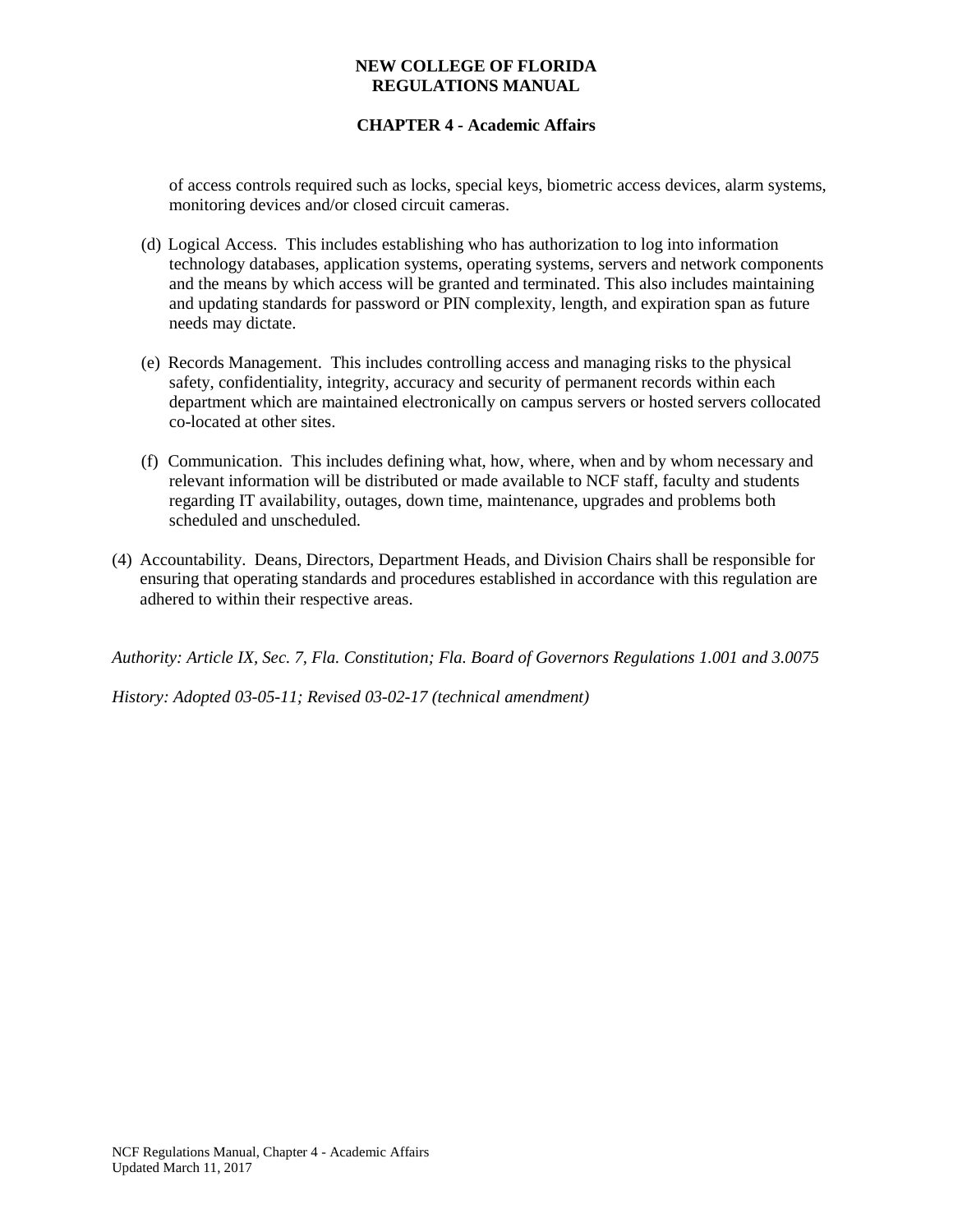of access controls required such as locks, special keys, biometric access devices, alarm systems, monitoring devices and/or closed circuit cameras.

(d) Logical Access. This includes establishing who has authorization to log into information technology databases, application systems, operating systems, servers and network components and the means by which access will be granted and terminated. This also includes maintaining and updating standards for password or PIN complexity, length, and expiration span as future needs may dictate.

(e) Records Management. This includes controlling access and managing risks to the physical safety, confidentiality, integrity, accuracy and security of permanent records within each department which are maintained electronically on campus servers or hosted servers collocated co-located at other sites.

(f) Communication. This includes defining what, how, where, when and by whom necessary and relevant information will be distributed or made available to NCF staff, faculty and students regarding IT availability, outages, down time, maintenance, upgrades and problems both scheduled and unscheduled.

(4) Accountability. Deans, Directors, Department Heads, and Division Chairs shall be responsible for ensuring that operating standards and procedures established in accordance with this regulation are adhered to within their respective areas.

*Authority: Article IX, Sec. 7, Fla. Constitution; Fla. Board of Governors Regulations 1.001 and 3.0075*

*History: Adopted 03-05-11; Revised 03-02-17 (technical amendment)*